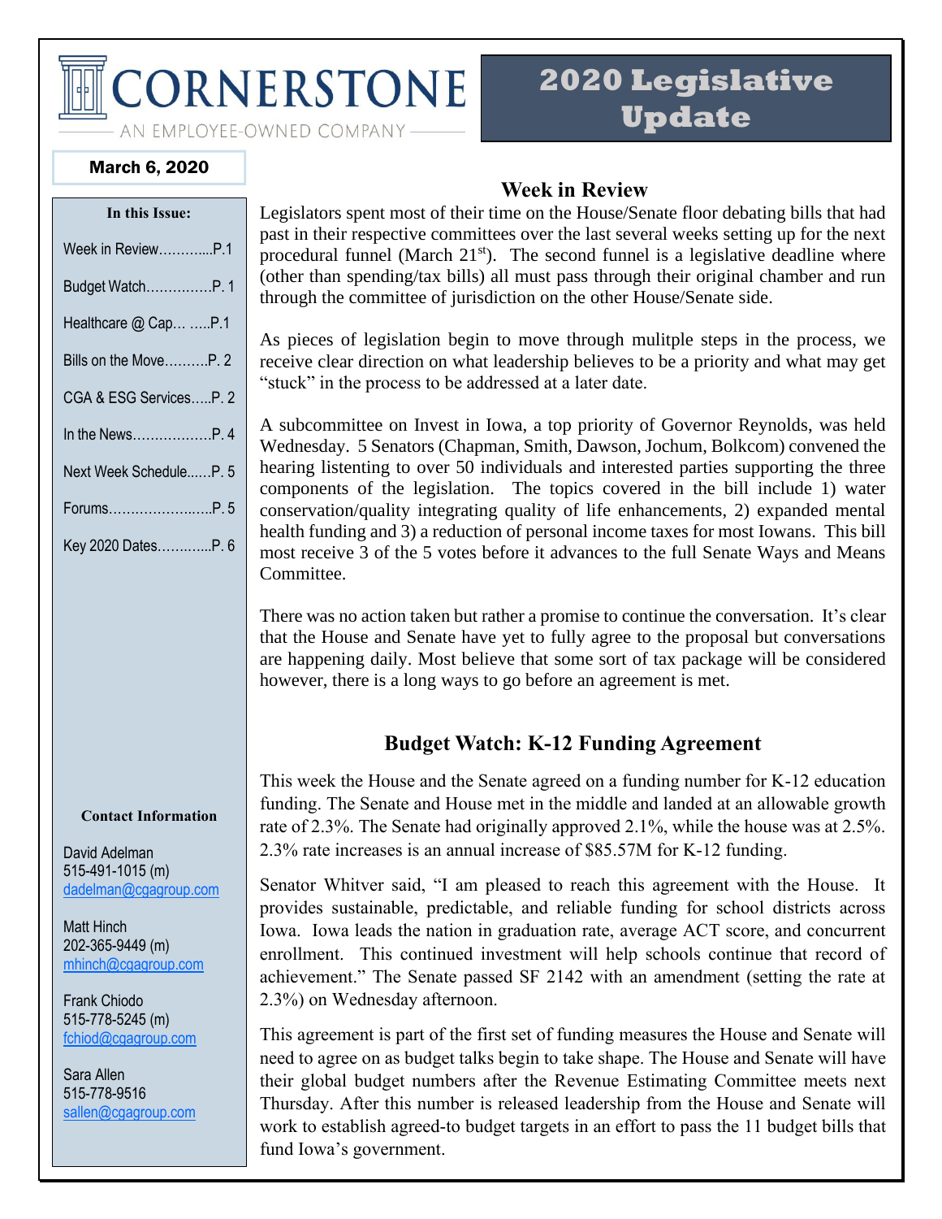# CORNERSTONE

AN EMPLOYEE-OWNED COMPANY

# 2020 Legislative Update

**March 6, 2020**

**In this Issue:**

- Week in Review…………...P.1
- Budget Watch……………P. 1
- Healthcare @ Cap… …..P.1
- Bills on the Move……….P. 2
- CGA & ESG Services…..P. 2
- In the News………………P. 4
- Next Week Schedule……P. 5
- Forums…………………..P. 5
- Key 2020 Dates…………..P. 6

## Week in Review

Legislators spent most of their time on the House/Senate floor debating bills that had past in their respective committees over the last several weeks setting up for the next procedural funnel (March 21st). The second funnel is a legislative deadline where (other than spending/tax bills) all must pass through their original chamber and run through the committee of jurisdiction on the other House/Senate side.

As pieces of legislation begin to move through mulitple steps in the process, we receive clear direction on what leadership believes to be a priority and what may get "stuck" in the process to be addressed at a later date.

A subcommittee on Invest in Iowa, a top priority of Governor Reynolds, was held Wednesday. 5 Senators (Chapman, Smith, Dawson, Jochum, Bolkcom) convened the hearing listenting to over 50 individuals and interested parties supporting the three components of the legislation. The topics covered in the bill include 1) water conservation/quality integrating quality of life enhancements, 2) expanded mental health funding and 3) a reduction of personal income taxes for most Iowans. This bill most receive 3 of the 5 votes before it advances to the full Senate Ways and Means Committee.

There was no action taken but rather a promise to continue the conversation. It's clear that the House and Senate have yet to fully agree to the proposal but conversations are happening daily. Most believe that some sort of tax package will be considered however, there is a long ways to go before an agreement is met.

## Budget Watch: K-12 Funding Agreement

This week the House and the Senate agreed on a funding number for K-12 education funding. The Senate and House met in the middle and landed at an allowable growth rate of 2.3%. The Senate had originally approved 2.1%, while the house was at 2.5%. 2.3% rate increases is an annual increase of $85.57M for K-12 funding.

Senator Whitver said, "I am pleased to reach this agreement with the House. It provides sustainable, predictable, and reliable funding for school districts across Iowa. Iowa leads the nation in graduation rate, average ACT score, and concurrent enrollment. This continued investment will help schools continue that record of achievement." The Senate passed SF 2142 with an amendment (setting the rate at 2.3%) on Wednesday afternoon.

This agreement is part of the first set of funding measures the House and Senate will need to agree on as budget talks begin to take shape. The House and Senate will have their global budget numbers after the Revenue Estimating Committee meets next Thursday. After this number is released leadership from the House and Senate will work to establish agreed-to budget targets in an effort to pass the 11 budget bills that fund Iowa's government.

**Contact Information**

David Adelman
515-491-1015 (m)
dadelman@cgagroup.com

Matt Hinch
202-365-9449 (m)
mhinch@cgagroup.com

Frank Chiodo
515-778-5245 (m)
fchiod@cgagroup.com

Sara Allen
515-778-9516
sallen@cgagroup.com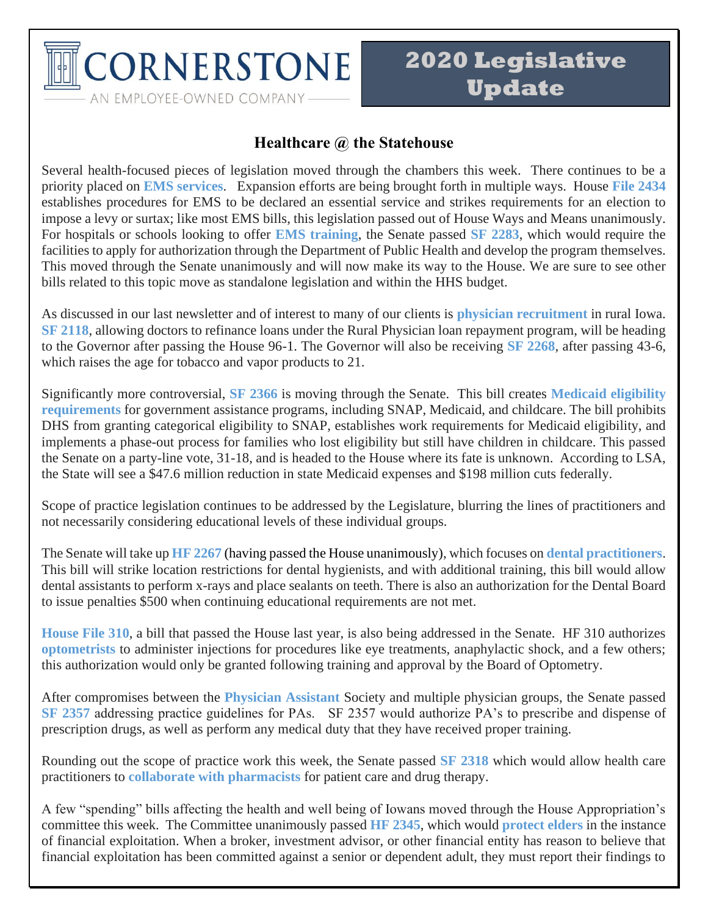CORNERSTONE
AN EMPLOYEE-OWNED COMPANY

# 2020 Legislative Update

## Healthcare @ the Statehouse

Several health-focused pieces of legislation moved through the chambers this week. There continues to be a priority placed on **EMS services**. Expansion efforts are being brought forth in multiple ways. House **File 2434** establishes procedures for EMS to be declared an essential service and strikes requirements for an election to impose a levy or surtax; like most EMS bills, this legislation passed out of House Ways and Means unanimously. For hospitals or schools looking to offer **EMS training**, the Senate passed **SF 2283**, which would require the facilities to apply for authorization through the Department of Public Health and develop the program themselves. This moved through the Senate unanimously and will now make its way to the House. We are sure to see other bills related to this topic move as standalone legislation and within the HHS budget.

As discussed in our last newsletter and of interest to many of our clients is **physician recruitment** in rural Iowa. **SF 2118**, allowing doctors to refinance loans under the Rural Physician loan repayment program, will be heading to the Governor after passing the House 96-1. The Governor will also be receiving **SF 2268**, after passing 43-6, which raises the age for tobacco and vapor products to 21.

Significantly more controversial, **SF 2366** is moving through the Senate. This bill creates **Medicaid eligibility requirements** for government assistance programs, including SNAP, Medicaid, and childcare. The bill prohibits DHS from granting categorical eligibility to SNAP, establishes work requirements for Medicaid eligibility, and implements a phase-out process for families who lost eligibility but still have children in childcare. This passed the Senate on a party-line vote, 31-18, and is headed to the House where its fate is unknown. According to LSA, the State will see a $47.6 million reduction in state Medicaid expenses and $198 million cuts federally.

Scope of practice legislation continues to be addressed by the Legislature, blurring the lines of practitioners and not necessarily considering educational levels of these individual groups.

The Senate will take up **HF 2267** (having passed the House unanimously), which focuses on **dental practitioners**. This bill will strike location restrictions for dental hygienists, and with additional training, this bill would allow dental assistants to perform x-rays and place sealants on teeth. There is also an authorization for the Dental Board to issue penalties $500 when continuing educational requirements are not met.

**House File 310**, a bill that passed the House last year, is also being addressed in the Senate. HF 310 authorizes **optometrists** to administer injections for procedures like eye treatments, anaphylactic shock, and a few others; this authorization would only be granted following training and approval by the Board of Optometry.

After compromises between the **Physician Assistant** Society and multiple physician groups, the Senate passed **SF 2357** addressing practice guidelines for PAs. SF 2357 would authorize PA's to prescribe and dispense of prescription drugs, as well as perform any medical duty that they have received proper training.

Rounding out the scope of practice work this week, the Senate passed **SF 2318** which would allow health care practitioners to **collaborate with pharmacists** for patient care and drug therapy.

A few "spending" bills affecting the health and well being of Iowans moved through the House Appropriation's committee this week. The Committee unanimously passed **HF 2345**, which would **protect elders** in the instance of financial exploitation. When a broker, investment advisor, or other financial entity has reason to believe that financial exploitation has been committed against a senior or dependent adult, they must report their findings to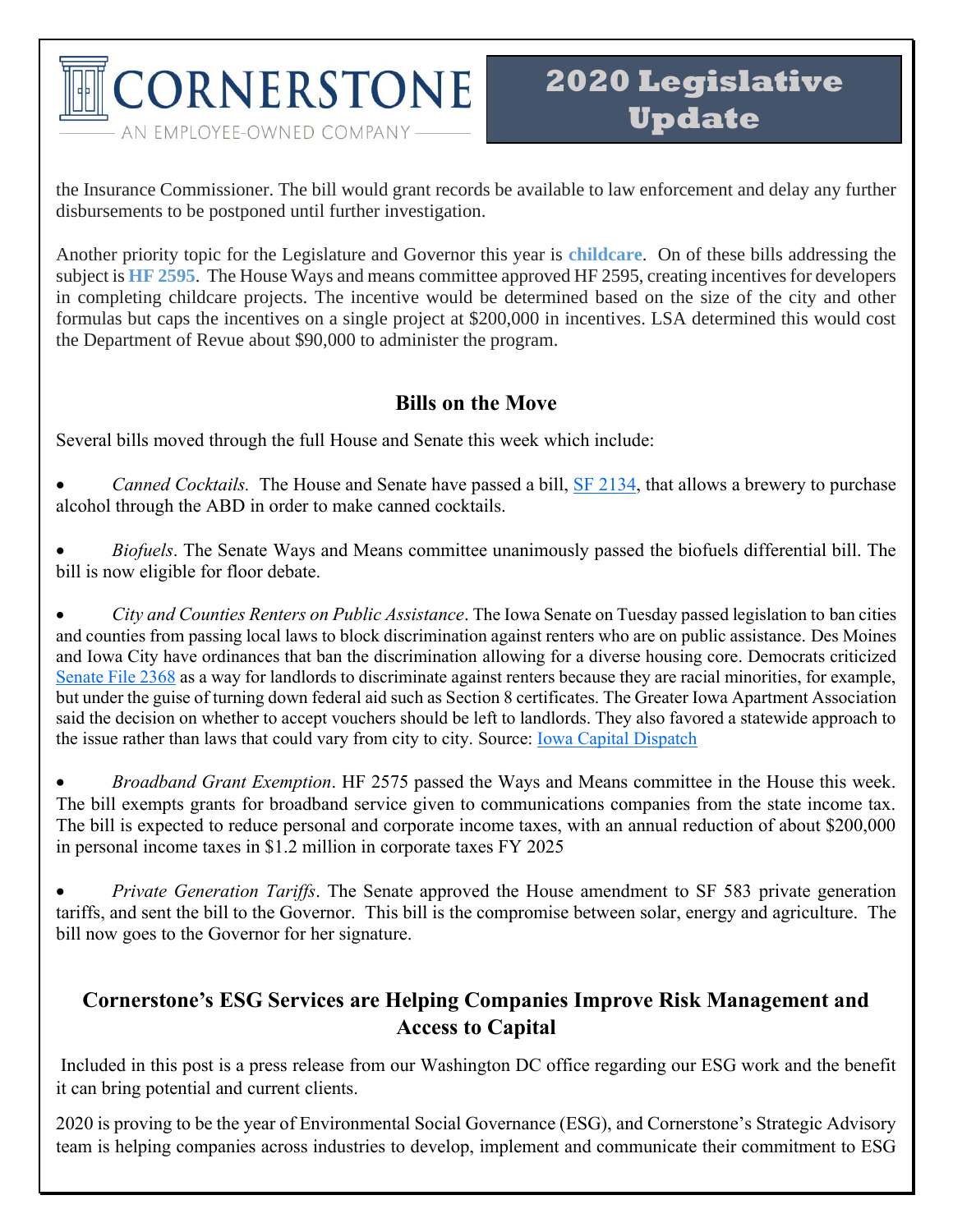the Insurance Commissioner. The bill would grant records be available to law enforcement and delay any further disbursements to be postponed until further investigation.

Another priority topic for the Legislature and Governor this year is **childcare**. On of these bills addressing the subject is **HF 2595**. The House Ways and means committee approved HF 2595, creating incentives for developers in completing childcare projects. The incentive would be determined based on the size of the city and other formulas but caps the incentives on a single project at $200,000 in incentives. LSA determined this would cost the Department of Revue about $90,000 to administer the program.

## Bills on the Move

Several bills moved through the full House and Senate this week which include:

- *Canned Cocktails.* The House and Senate have passed a bill, SF 2134, that allows a brewery to purchase alcohol through the ABD in order to make canned cocktails.

- *Biofuels*. The Senate Ways and Means committee unanimously passed the biofuels differential bill. The bill is now eligible for floor debate.

- *City and Counties Renters on Public Assistance*. The Iowa Senate on Tuesday passed legislation to ban cities and counties from passing local laws to block discrimination against renters who are on public assistance. Des Moines and Iowa City have ordinances that ban the discrimination allowing for a diverse housing core. Democrats criticized Senate File 2368 as a way for landlords to discriminate against renters because they are racial minorities, for example, but under the guise of turning down federal aid such as Section 8 certificates. The Greater Iowa Apartment Association said the decision on whether to accept vouchers should be left to landlords. They also favored a statewide approach to the issue rather than laws that could vary from city to city. Source: Iowa Capital Dispatch

- *Broadband Grant Exemption*. HF 2575 passed the Ways and Means committee in the House this week. The bill exempts grants for broadband service given to communications companies from the state income tax. The bill is expected to reduce personal and corporate income taxes, with an annual reduction of about $200,000 in personal income taxes in $1.2 million in corporate taxes FY 2025

- *Private Generation Tariffs*. The Senate approved the House amendment to SF 583 private generation tariffs, and sent the bill to the Governor. This bill is the compromise between solar, energy and agriculture. The bill now goes to the Governor for her signature.

## Cornerstone's ESG Services are Helping Companies Improve Risk Management and Access to Capital

Included in this post is a press release from our Washington DC office regarding our ESG work and the benefit it can bring potential and current clients.

2020 is proving to be the year of Environmental Social Governance (ESG), and Cornerstone's Strategic Advisory team is helping companies across industries to develop, implement and communicate their commitment to ESG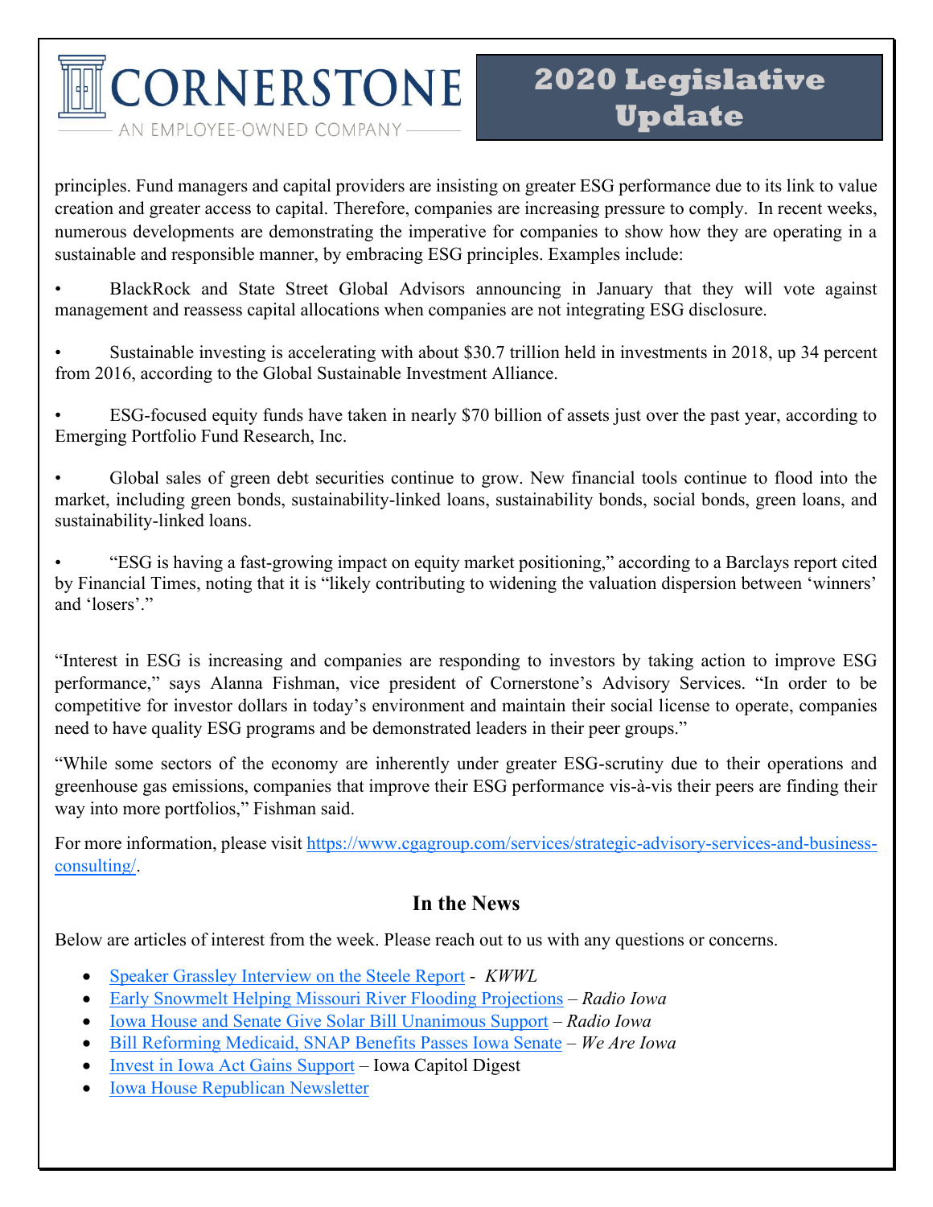principles. Fund managers and capital providers are insisting on greater ESG performance due to its link to value creation and greater access to capital. Therefore, companies are increasing pressure to comply. In recent weeks, numerous developments are demonstrating the imperative for companies to show how they are operating in a sustainable and responsible manner, by embracing ESG principles. Examples include:

- BlackRock and State Street Global Advisors announcing in January that they will vote against management and reassess capital allocations when companies are not integrating ESG disclosure.

- Sustainable investing is accelerating with about $30.7 trillion held in investments in 2018, up 34 percent from 2016, according to the Global Sustainable Investment Alliance.

- ESG-focused equity funds have taken in nearly $70 billion of assets just over the past year, according to Emerging Portfolio Fund Research, Inc.

- Global sales of green debt securities continue to grow. New financial tools continue to flood into the market, including green bonds, sustainability-linked loans, sustainability bonds, social bonds, green loans, and sustainability-linked loans.

- "ESG is having a fast-growing impact on equity market positioning," according to a Barclays report cited by Financial Times, noting that it is "likely contributing to widening the valuation dispersion between 'winners' and 'losers'."

"Interest in ESG is increasing and companies are responding to investors by taking action to improve ESG performance," says Alanna Fishman, vice president of Cornerstone's Advisory Services. "In order to be competitive for investor dollars in today's environment and maintain their social license to operate, companies need to have quality ESG programs and be demonstrated leaders in their peer groups."

"While some sectors of the economy are inherently under greater ESG-scrutiny due to their operations and greenhouse gas emissions, companies that improve their ESG performance vis-à-vis their peers are finding their way into more portfolios," Fishman said.

For more information, please visit [https://www.cgagroup.com/services/strategic-advisory-services-and-business-consulting/](https://www.cgagroup.com/services/strategic-advisory-services-and-business-consulting/).

## In the News

Below are articles of interest from the week. Please reach out to us with any questions or concerns.

- Speaker Grassley Interview on the Steele Report - *KWWL*
- Early Snowmelt Helping Missouri River Flooding Projections – *Radio Iowa*
- Iowa House and Senate Give Solar Bill Unanimous Support – *Radio Iowa*
- Bill Reforming Medicaid, SNAP Benefits Passes Iowa Senate – *We Are Iowa*
- Invest in Iowa Act Gains Support – Iowa Capitol Digest
- Iowa House Republican Newsletter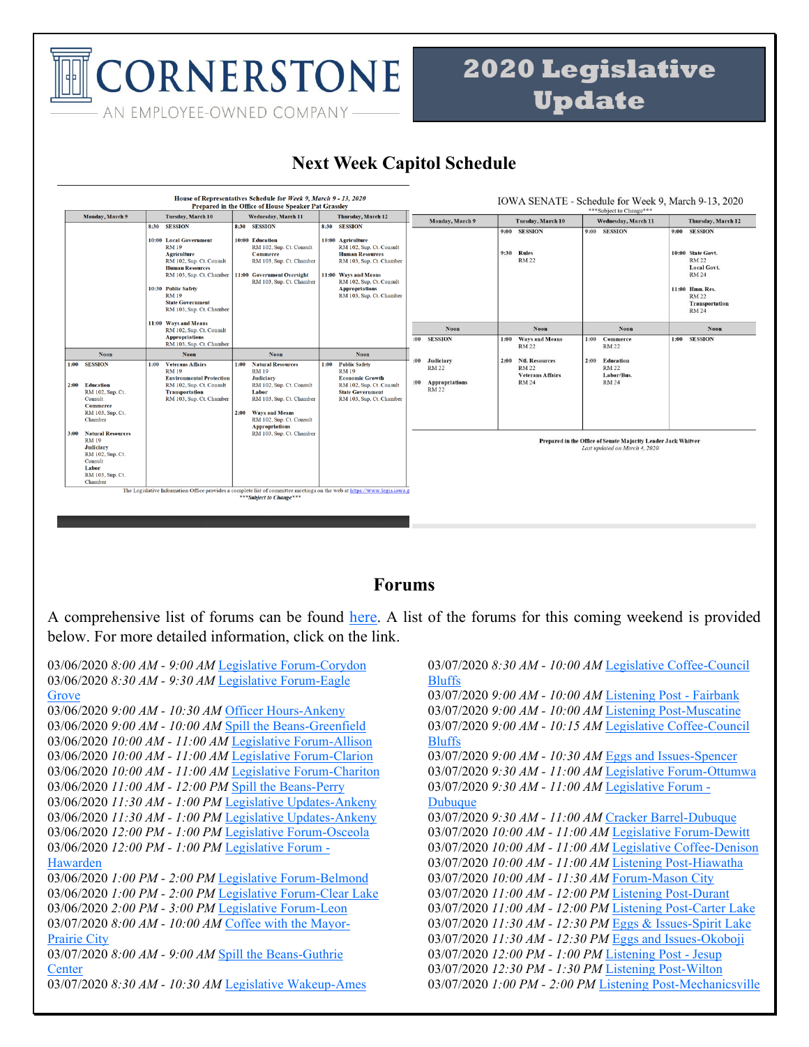# 2020 Legislative Update

## Next Week Capitol Schedule

**House of Representatives Schedule for Week 9, March 9 - 13, 2020**
Prepared in the Office of House Speaker Pat Grassley

| Monday, March 9 | Tuesday, March 10 | Wednesday, March 11 | Thursday, March 12 |
|---|---|---|---|
| | 8:30 SESSION | 8:30 SESSION | 8:30 SESSION |
| | 10:00 Local Government RM 19; Agriculture RM 102, Sup. Ct. Consult; Human Resources RM 103, Sup. Ct. Chamber | 10:00 Education RM 102, Sup. Ct. Consult; Commerce RM 103, Sup. Ct. Chamber | 10:00 Agriculture RM 102, Sup. Ct. Consult; Human Resources RM 103, Sup. Ct. Chamber |
| | 10:30 Public Safety RM 19; State Government RM 103, Sup. Ct. Chamber | 11:00 Government Oversight RM 103, Sup. Ct. Chamber | 11:00 Ways and Means RM 102, Sup. Ct. Consult; Appropriations RM 103, Sup. Ct. Chamber |
| | 11:00 Ways and Means RM 102, Sup. Ct. Consult; Appropriations RM 103, Sup. Ct. Chamber | | |
| Noon | Noon | Noon | Noon |
| 1:00 SESSION | 1:00 Veterans Affairs RM 19; Environmental Protection RM 102, Sup. Ct. Consult; Transportation RM 103, Sup. Ct. Chamber | 1:00 Natural Resources RM 19; Judiciary RM 102, Sup. Ct. Consult; Labor RM 103, Sup. Ct. Chamber | 1:00 Public Safety RM 19; Economic Growth RM 102, Sup. Ct. Consult; State Government RM 103, Sup. Ct. Chamber |
| 2:00 Education RM 102, Sup. Ct. Consult; Commerce RM 103, Sup. Ct. Chamber | | 2:00 Ways and Means RM 102, Sup. Ct. Consult; Appropriations RM 103, Sup. Ct. Chamber | |
| 3:00 Natural Resources RM 19; Judiciary RM 102, Sup. Ct. Consult; Labor RM 103, Sup. Ct. Chamber | | | |

The Legislative Information Office provides a complete list of committee meetings on the web at https://www.legis.iowa.g
***Subject to Change***

**IOWA SENATE - Schedule for Week 9, March 9-13, 2020**
***Subject to Change***

| Monday, March 9 | Tuesday, March 10 | Wednesday, March 11 | Thursday, March 12 |
|---|---|---|---|
| | 9:00 SESSION | 9:00 SESSION | 9:00 SESSION |
| | 9:30 Rules RM 22 | | 10:00 State Govt. RM 22; Local Govt. RM 24 |
| | | | 11:00 Hmn. Res. RM 22; Transportation RM 24 |
| Noon | Noon | Noon | Noon |
| :00 SESSION | 1:00 Ways and Means RM 22 | 1:00 Commerce RM 22 | 1:00 SESSION |
| :00 Judiciary RM 22 | 2:00 Ntl. Resources RM 22; Veterans Affairs RM 24 | 2:00 Education RM 22; Labor/Bus. RM 24 | |
| :00 Appropriations RM 22 | | | |

Prepared in the Office of Senate Majority Leader Jack Whitver
*Last updated on March 4, 2020*

## Forums

A comprehensive list of forums can be found here. A list of the forums for this coming weekend is provided below. For more detailed information, click on the link.

03/06/2020 *8:00 AM - 9:00 AM* Legislative Forum-Corydon
03/06/2020 *8:30 AM - 9:30 AM* Legislative Forum-Eagle Grove
03/06/2020 *9:00 AM - 10:30 AM* Officer Hours-Ankeny
03/06/2020 *9:00 AM - 10:00 AM* Spill the Beans-Greenfield
03/06/2020 *10:00 AM - 11:00 AM* Legislative Forum-Allison
03/06/2020 *10:00 AM - 11:00 AM* Legislative Forum-Clarion
03/06/2020 *10:00 AM - 11:00 AM* Legislative Forum-Chariton
03/06/2020 *11:00 AM - 12:00 PM* Spill the Beans-Perry
03/06/2020 *11:30 AM - 1:00 PM* Legislative Updates-Ankeny
03/06/2020 *11:30 AM - 1:00 PM* Legislative Updates-Ankeny
03/06/2020 *12:00 PM - 1:00 PM* Legislative Forum-Osceola
03/06/2020 *12:00 PM - 1:00 PM* Legislative Forum - Hawarden
03/06/2020 *1:00 PM - 2:00 PM* Legislative Forum-Belmond
03/06/2020 *1:00 PM - 2:00 PM* Legislative Forum-Clear Lake
03/06/2020 *2:00 PM - 3:00 PM* Legislative Forum-Leon
03/07/2020 *8:00 AM - 10:00 AM* Coffee with the Mayor-Prairie City
03/07/2020 *8:00 AM - 9:00 AM* Spill the Beans-Guthrie Center
03/07/2020 *8:30 AM - 10:30 AM* Legislative Wakeup-Ames
03/07/2020 *8:30 AM - 10:00 AM* Legislative Coffee-Council Bluffs
03/07/2020 *9:00 AM - 10:00 AM* Listening Post - Fairbank
03/07/2020 *9:00 AM - 10:00 AM* Listening Post-Muscatine
03/07/2020 *9:00 AM - 10:15 AM* Legislative Coffee-Council Bluffs
03/07/2020 *9:00 AM - 10:30 AM* Eggs and Issues-Spencer
03/07/2020 *9:30 AM - 11:00 AM* Legislative Forum-Ottumwa
03/07/2020 *9:30 AM - 11:00 AM* Legislative Forum - Dubuque
03/07/2020 *9:30 AM - 11:00 AM* Cracker Barrel-Dubuque
03/07/2020 *10:00 AM - 11:00 AM* Legislative Forum-Dewitt
03/07/2020 *10:00 AM - 11:00 AM* Legislative Coffee-Denison
03/07/2020 *10:00 AM - 11:00 AM* Listening Post-Hiawatha
03/07/2020 *10:00 AM - 11:30 AM* Forum-Mason City
03/07/2020 *11:00 AM - 12:00 PM* Listening Post-Durant
03/07/2020 *11:00 AM - 12:00 PM* Listening Post-Carter Lake
03/07/2020 *11:30 AM - 12:30 PM* Eggs & Issues-Spirit Lake
03/07/2020 *11:30 AM - 12:30 PM* Eggs and Issues-Okoboji
03/07/2020 *12:00 PM - 1:00 PM* Listening Post - Jesup
03/07/2020 *12:30 PM - 1:30 PM* Listening Post-Wilton
03/07/2020 *1:00 PM - 2:00 PM* Listening Post-Mechanicsville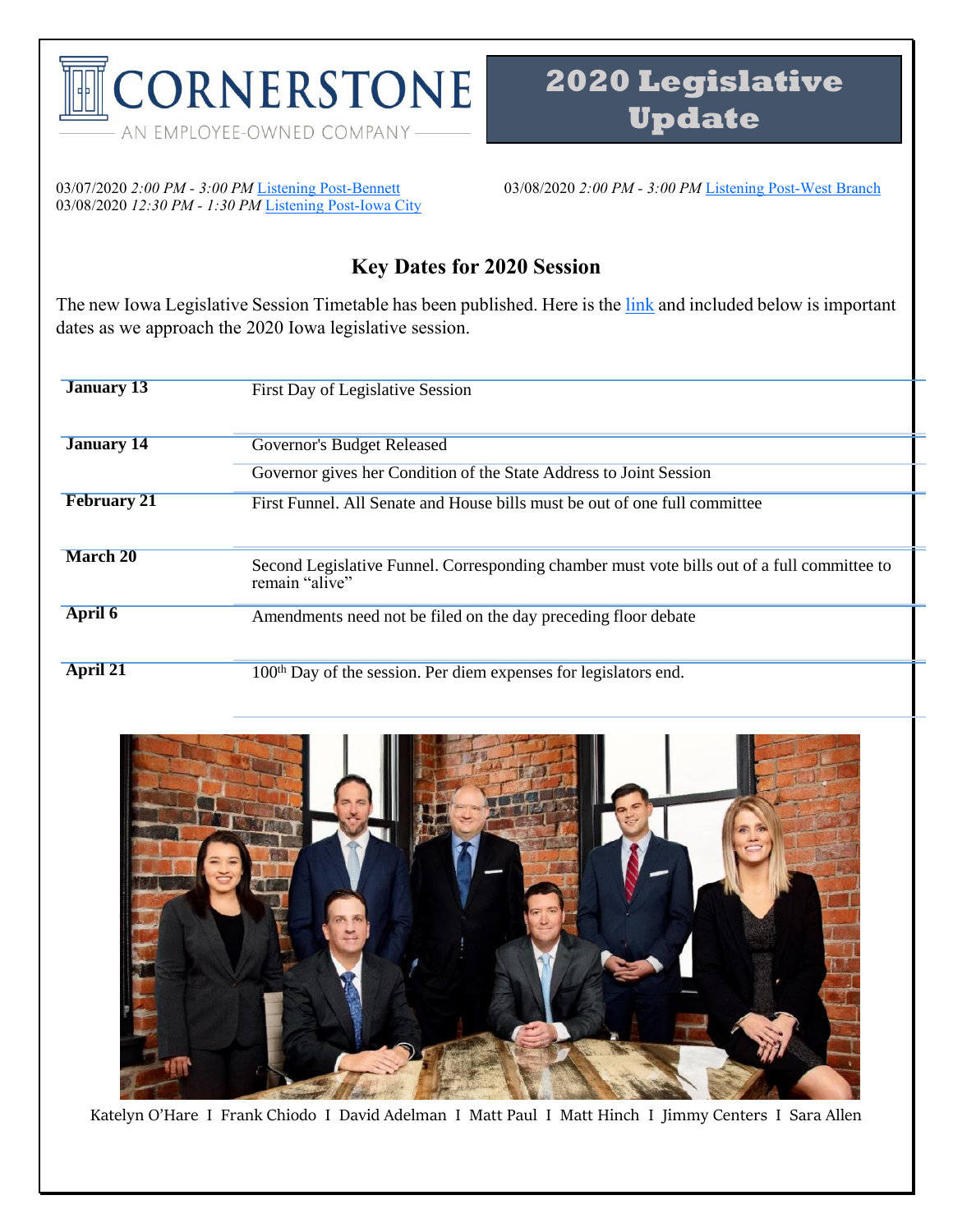CORNERSTONE

AN EMPLOYEE-OWNED COMPANY

# 2020 Legislative Update

03/07/2020 *2:00 PM - 3:00 PM* Listening Post-Bennett
03/08/2020 *12:30 PM - 1:30 PM* Listening Post-Iowa City
03/08/2020 *2:00 PM - 3:00 PM* Listening Post-West Branch

## Key Dates for 2020 Session

The new Iowa Legislative Session Timetable has been published. Here is the link and included below is important dates as we approach the 2020 Iowa legislative session.

| | |
|---|---|
| **January 13** | First Day of Legislative Session |
| **January 14** | Governor's Budget Released |
| | Governor gives her Condition of the State Address to Joint Session |
| **February 21** | First Funnel. All Senate and House bills must be out of one full committee |
| **March 20** | Second Legislative Funnel. Corresponding chamber must vote bills out of a full committee to remain "alive" |
| **April 6** | Amendments need not be filed on the day preceding floor debate |
| **April 21** | 100th Day of the session. Per diem expenses for legislators end. |

Katelyn O'Hare I Frank Chiodo I David Adelman I Matt Paul I Matt Hinch I Jimmy Centers I Sara Allen